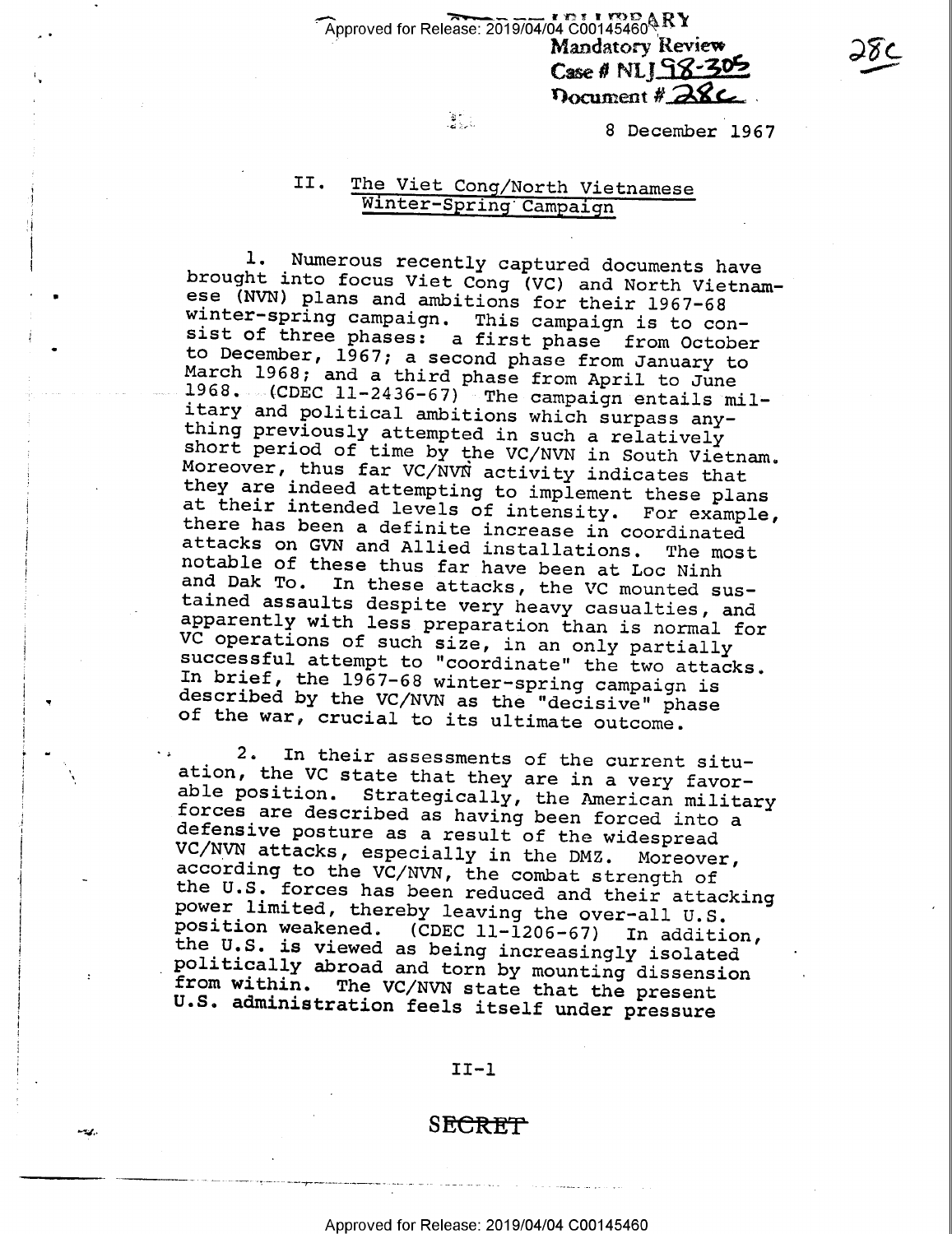Mandatory Review
Case # NLJ 98-305
Document # 28c

8 December 1967

## II. The Viet Cong/North Vietnamese Winter-Spring Campaign

1. Numerous recently captured documents have brought into focus Viet Cong (VC) and North Vietnamese (NVN) plans and ambitions for their 1967-68 winter-spring campaign. This campaign is to consist of three phases: a first phase from October to December, 1967; a second phase from January to March 1968; and a third phase from April to June 1968. (CDEC 11-2436-67) The campaign entails military and political ambitions which surpass anything previously attempted in such a relatively short period of time by the VC/NVN in South Vietnam. Moreover, thus far VC/NVN activity indicates that they are indeed attempting to implement these plans at their intended levels of intensity. For example, there has been a definite increase in coordinated attacks on GVN and Allied installations. The most notable of these thus far have been at Loc Ninh and Dak To. In these attacks, the VC mounted sustained assaults despite very heavy casualties, and apparently with less preparation than is normal for VC operations of such size, in an only partially successful attempt to "coordinate" the two attacks. In brief, the 1967-68 winter-spring campaign is described by the VC/NVN as the "decisive" phase of the war, crucial to its ultimate outcome.

2. In their assessments of the current situation, the VC state that they are in a very favorable position. Strategically, the American military forces are described as having been forced into a defensive posture as a result of the widespread VC/NVN attacks, especially in the DMZ. Moreover, according to the VC/NVN, the combat strength of the U.S. forces has been reduced and their attacking power limited, thereby leaving the over-all U.S. position weakened. (CDEC 11-1206-67) In addition, the U.S. is viewed as being increasingly isolated politically abroad and torn by mounting dissension from within. The VC/NVN state that the present U.S. administration feels itself under pressure

SECRET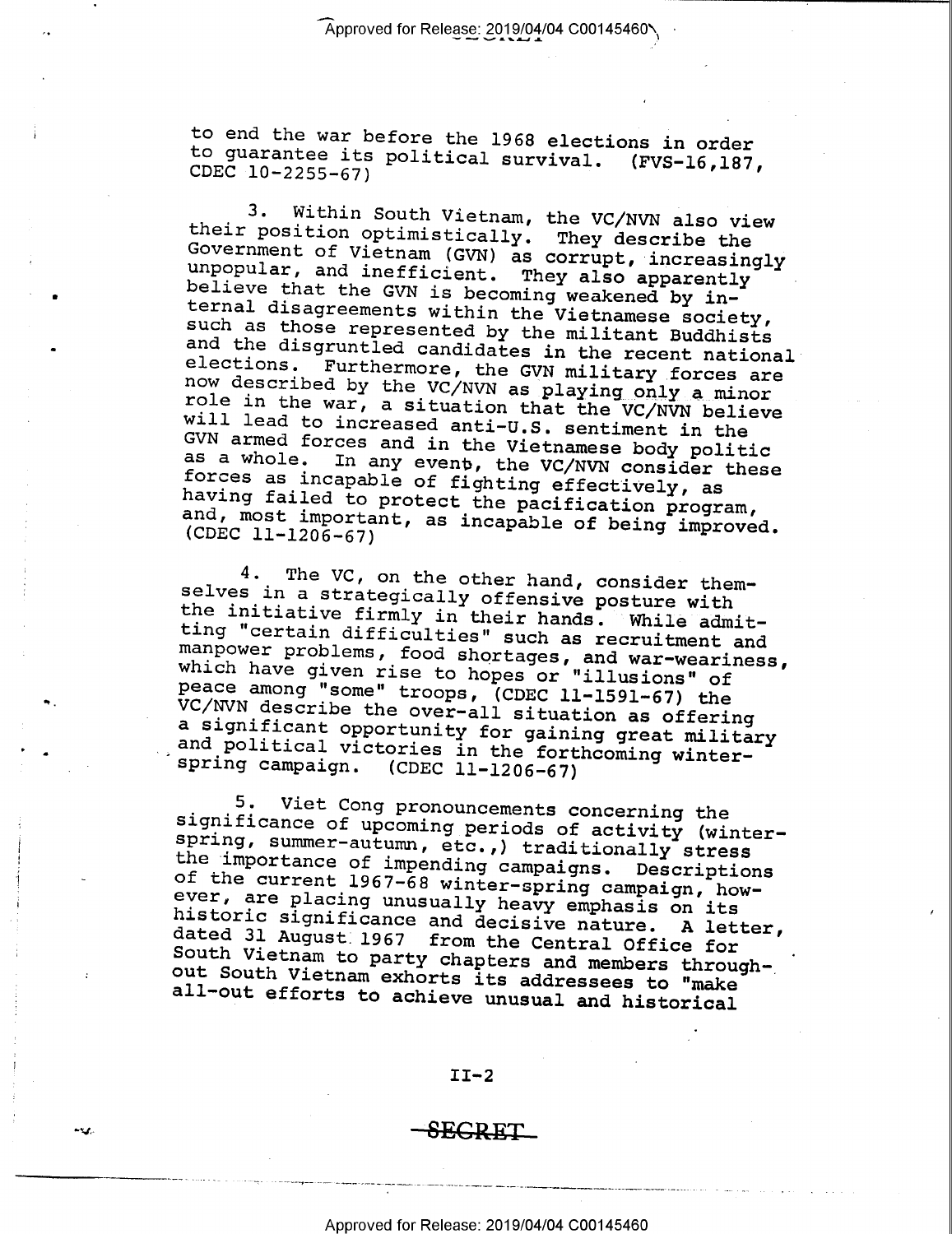to end the war before the 1968 elections in order to guarantee its political survival. (FVS-16,187, CDEC 10-2255-67)

3. Within South Vietnam, the VC/NVN also view their position optimistically. They describe the Government of Vietnam (GVN) as corrupt, increasingly unpopular, and inefficient. They also apparently believe that the GVN is becoming weakened by internal disagreements within the Vietnamese society, such as those represented by the militant Buddhists and the disgruntled candidates in the recent national elections. Furthermore, the GVN military forces are now described by the VC/NVN as playing only a minor role in the war, a situation that the VC/NVN believe will lead to increased anti-U.S. sentiment in the GVN armed forces and in the Vietnamese body politic as a whole. In any event, the VC/NVN consider these forces as incapable of fighting effectively, as having failed to protect the pacification program, and, most important, as incapable of being improved. (CDEC 11-1206-67)

4. The VC, on the other hand, consider themselves in a strategically offensive posture with the initiative firmly in their hands. While admitting "certain difficulties" such as recruitment and manpower problems, food shortages, and war-weariness, which have given rise to hopes or "illusions" of peace among "some" troops, (CDEC 11-1591-67) the VC/NVN describe the over-all situation as offering a significant opportunity for gaining great military and political victories in the forthcoming winter-spring campaign. (CDEC 11-1206-67)

5. Viet Cong pronouncements concerning the significance of upcoming periods of activity (winter-spring, summer-autumn, etc.,) traditionally stress the importance of impending campaigns. Descriptions of the current 1967-68 winter-spring campaign, however, are placing unusually heavy emphasis on its historic significance and decisive nature. A letter, dated 31 August 1967 from the Central Office for South Vietnam to party chapters and members throughout South Vietnam exhorts its addressees to "make all-out efforts to achieve unusual and historical

SECRET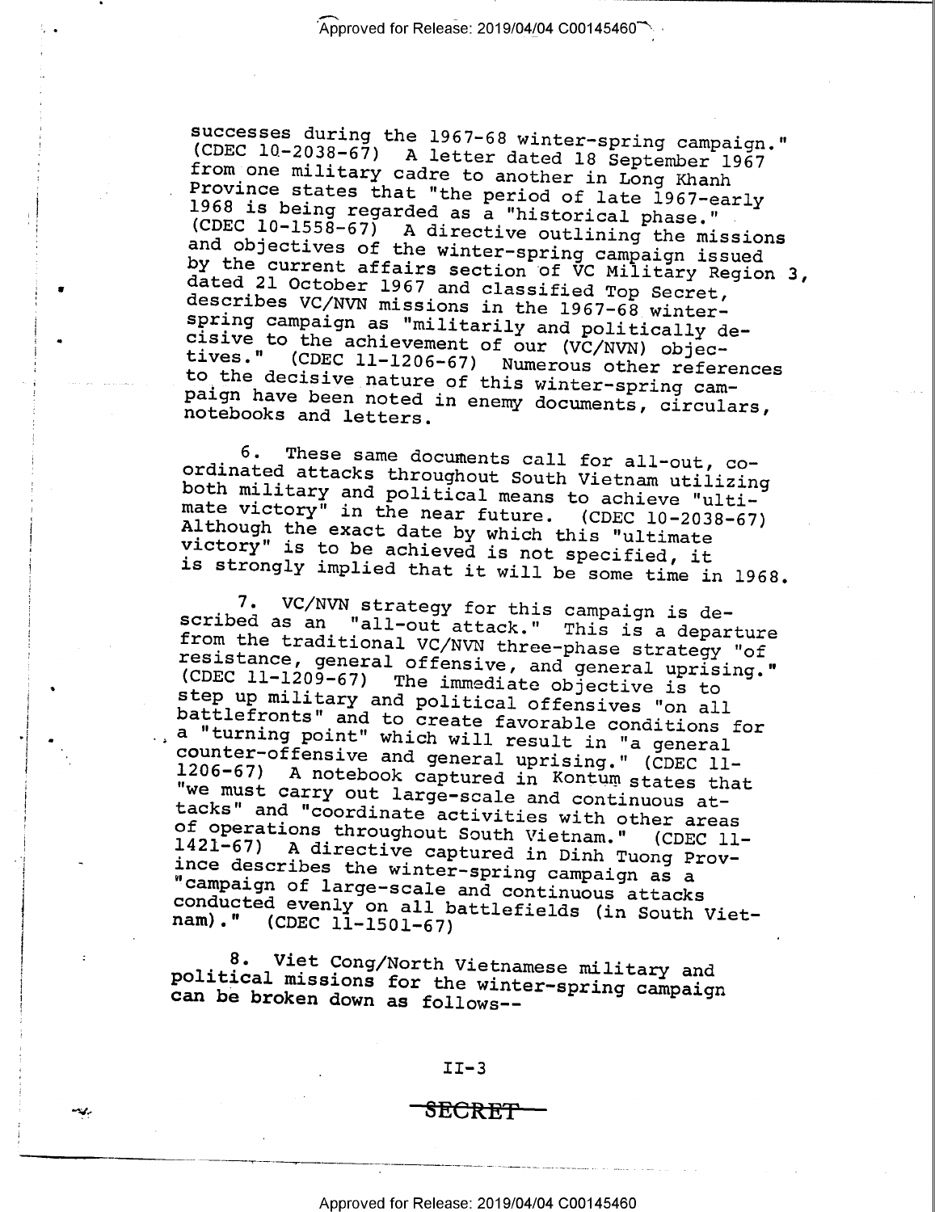successes during the 1967-68 winter-spring campaign." (CDEC 10-2038-67) A letter dated 18 September 1967 from one military cadre to another in Long Khanh Province states that "the period of late 1967-early 1968 is being regarded as a "historical phase." (CDEC 10-1558-67) A directive outlining the missions and objectives of the winter-spring campaign issued by the current affairs section of VC Military Region 3, dated 21 October 1967 and classified Top Secret, describes VC/NVN missions in the 1967-68 winter-spring campaign as "militarily and politically decisive to the achievement of our (VC/NVN) objectives." (CDEC 11-1206-67) Numerous other references to the decisive nature of this winter-spring campaign have been noted in enemy documents, circulars, notebooks and letters.

6. These same documents call for all-out, coordinated attacks throughout South Vietnam utilizing both military and political means to achieve "ultimate victory" in the near future. (CDEC 10-2038-67) Although the exact date by which this "ultimate victory" is to be achieved is not specified, it is strongly implied that it will be some time in 1968.

7. VC/NVN strategy for this campaign is described as an "all-out attack." This is a departure from the traditional VC/NVN three-phase strategy "of resistance, general offensive, and general uprising." (CDEC 11-1209-67) The immediate objective is to step up military and political offensives "on all battlefronts" and to create favorable conditions for a "turning point" which will result in "a general counter-offensive and general uprising." (CDEC 11-1206-67) A notebook captured in Kontum states that "we must carry out large-scale and continuous attacks" and "coordinate activities with other areas of operations throughout South Vietnam." (CDEC 11-1421-67) A directive captured in Dinh Tuong Province describes the winter-spring campaign as a "campaign of large-scale and continuous attacks conducted evenly on all battlefields (in South Vietnam)." (CDEC 11-1501-67)

8. Viet Cong/North Vietnamese military and political missions for the winter-spring campaign can be broken down as follows--

II-3

SECRET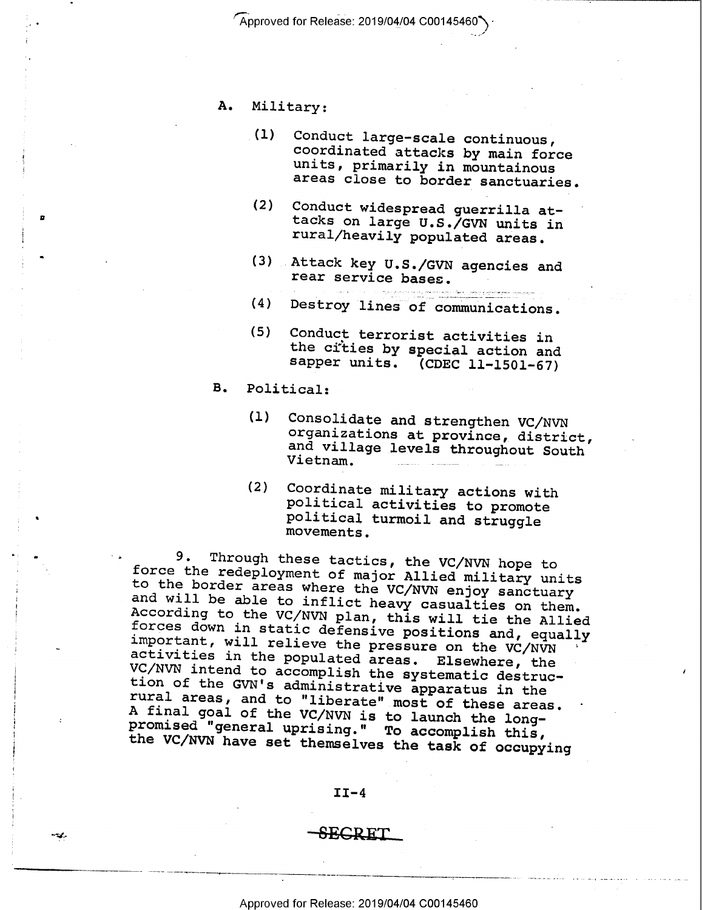A. Military:

(1) Conduct large-scale continuous, coordinated attacks by main force units, primarily in mountainous areas close to border sanctuaries.

(2) Conduct widespread guerrilla attacks on large U.S./GVN units in rural/heavily populated areas.

(3) Attack key U.S./GVN agencies and rear service bases.

(4) Destroy lines of communications.

(5) Conduct terrorist activities in the cities by special action and sapper units. (CDEC 11-1501-67)

B. Political:

(1) Consolidate and strengthen VC/NVN organizations at province, district, and village levels throughout South Vietnam.

(2) Coordinate military actions with political activities to promote political turmoil and struggle movements.

9. Through these tactics, the VC/NVN hope to force the redeployment of major Allied military units to the border areas where the VC/NVN enjoy sanctuary and will be able to inflict heavy casualties on them. According to the VC/NVN plan, this will tie the Allied forces down in static defensive positions and, equally important, will relieve the pressure on the VC/NVN activities in the populated areas. Elsewhere, the VC/NVN intend to accomplish the systematic destruction of the GVN's administrative apparatus in the rural areas, and to "liberate" most of these areas. A final goal of the VC/NVN is to launch the long-promised "general uprising." To accomplish this, the VC/NVN have set themselves the task of occupying

SECRET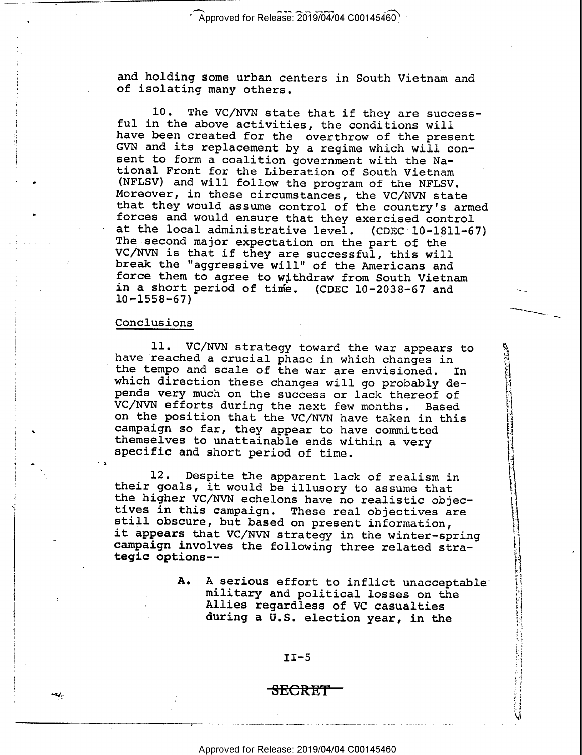and holding some urban centers in South Vietnam and of isolating many others.

10. The VC/NVN state that if they are successful in the above activities, the conditions will have been created for the overthrow of the present GVN and its replacement by a regime which will consent to form a coalition government with the National Front for the Liberation of South Vietnam (NFLSV) and will follow the program of the NFLSV. Moreover, in these circumstances, the VC/NVN state that they would assume control of the country's armed forces and would ensure that they exercised control at the local administrative level. (CDEC 10-1811-67) The second major expectation on the part of the VC/NVN is that if they are successful, this will break the "aggressive will" of the Americans and force them to agree to withdraw from South Vietnam in a short period of time. (CDEC 10-2038-67 and 10-1558-67)

## Conclusions

11. VC/NVN strategy toward the war appears to have reached a crucial phase in which changes in the tempo and scale of the war are envisioned. In which direction these changes will go probably depends very much on the success or lack thereof of VC/NVN efforts during the next few months. Based on the position that the VC/NVN have taken in this campaign so far, they appear to have committed themselves to unattainable ends within a very specific and short period of time.

12. Despite the apparent lack of realism in their goals, it would be illusory to assume that the higher VC/NVN echelons have no realistic objectives in this campaign. These real objectives are still obscure, but based on present information, it appears that VC/NVN strategy in the winter-spring campaign involves the following three related strategic options--

**A.** A serious effort to inflict unacceptable military and political losses on the Allies regardless of VC casualties during a U.S. election year, in the

SECRET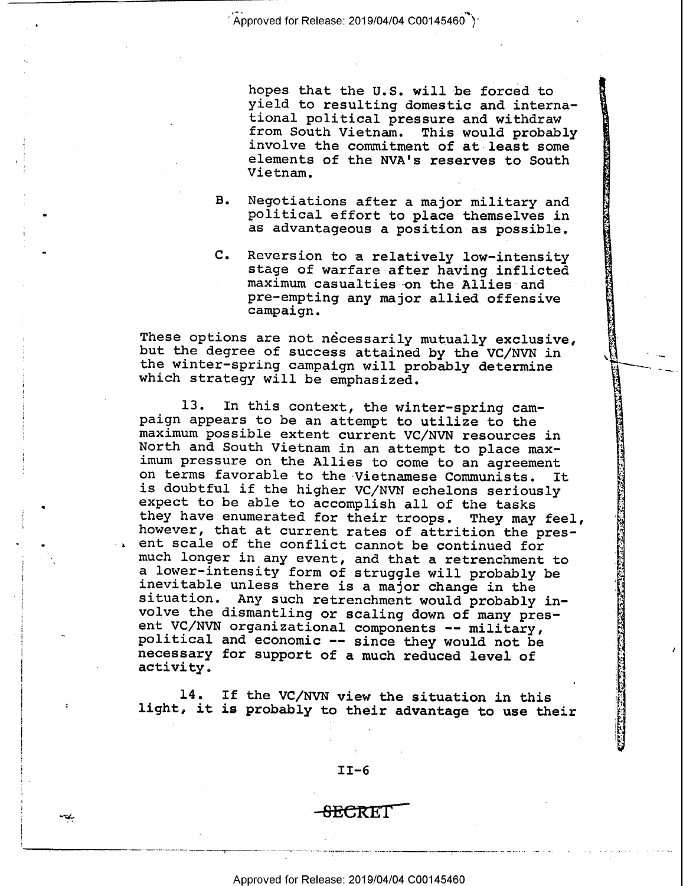hopes that the U.S. will be forced to yield to resulting domestic and international political pressure and withdraw from South Vietnam. This would probably involve the commitment of at least some elements of the NVA's reserves to South Vietnam.

B. Negotiations after a major military and political effort to place themselves in as advantageous a position as possible.

C. Reversion to a relatively low-intensity stage of warfare after having inflicted maximum casualties on the Allies and pre-empting any major allied offensive campaign.

These options are not necessarily mutually exclusive, but the degree of success attained by the VC/NVN in the winter-spring campaign will probably determine which strategy will be emphasized.

13. In this context, the winter-spring campaign appears to be an attempt to utilize to the maximum possible extent current VC/NVN resources in North and South Vietnam in an attempt to place maximum pressure on the Allies to come to an agreement on terms favorable to the Vietnamese Communists. It is doubtful if the higher VC/NVN echelons seriously expect to be able to accomplish all of the tasks they have enumerated for their troops. They may feel, however, that at current rates of attrition the present scale of the conflict cannot be continued for much longer in any event, and that a retrenchment to a lower-intensity form of struggle will probably be inevitable unless there is a major change in the situation. Any such retrenchment would probably involve the dismantling or scaling down of many present VC/NVN organizational components -- military, political and economic -- since they would not be necessary for support of a much reduced level of activity.

14. If the VC/NVN view the situation in this light, it is probably to their advantage to use their

SECRET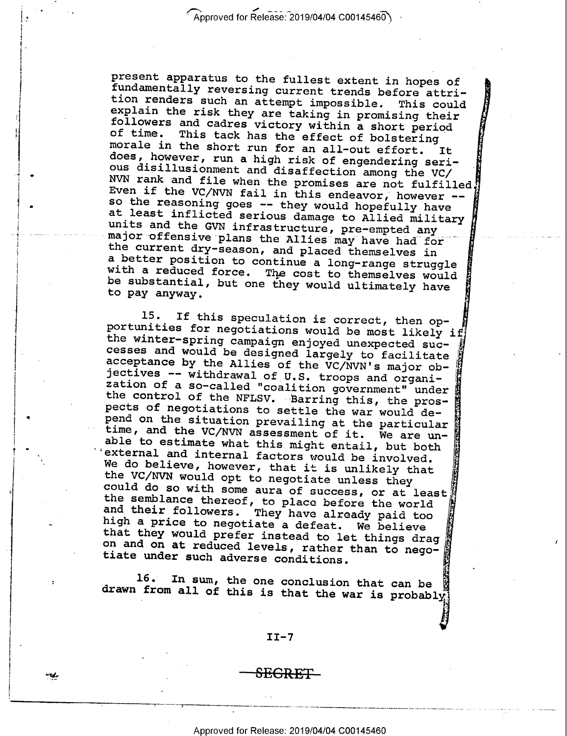present apparatus to the fullest extent in hopes of fundamentally reversing current trends before attrition renders such an attempt impossible. This could explain the risk they are taking in promising their followers and cadres victory within a short period of time. This tack has the effect of bolstering morale in the short run for an all-out effort. It does, however, run a high risk of engendering serious disillusionment and disaffection among the VC/NVN rank and file when the promises are not fulfilled. Even if the VC/NVN fail in this endeavor, however -- so the reasoning goes -- they would hopefully have at least inflicted serious damage to Allied military units and the GVN infrastructure, pre-empted any major offensive plans the Allies may have had for the current dry-season, and placed themselves in a better position to continue a long-range struggle with a reduced force. The cost to themselves would be substantial, but one they would ultimately have to pay anyway.

15. If this speculation is correct, then opportunities for negotiations would be most likely if the winter-spring campaign enjoyed unexpected successes and would be designed largely to facilitate acceptance by the Allies of the VC/NVN's major objectives -- withdrawal of U.S. troops and organization of a so-called "coalition government" under the control of the NFLSV. Barring this, the prospects of negotiations to settle the war would depend on the situation prevailing at the particular time, and the VC/NVN assessment of it. We are unable to estimate what this might entail, but both external and internal factors would be involved. We do believe, however, that it is unlikely that the VC/NVN would opt to negotiate unless they could do so with some aura of success, or at least the semblance thereof, to place before the world and their followers. They have already paid too high a price to negotiate a defeat. We believe that they would prefer instead to let things drag on and on at reduced levels, rather than to negotiate under such adverse conditions.

16. In sum, the one conclusion that can be drawn from all of this is that the war is probably

II-7

SECRET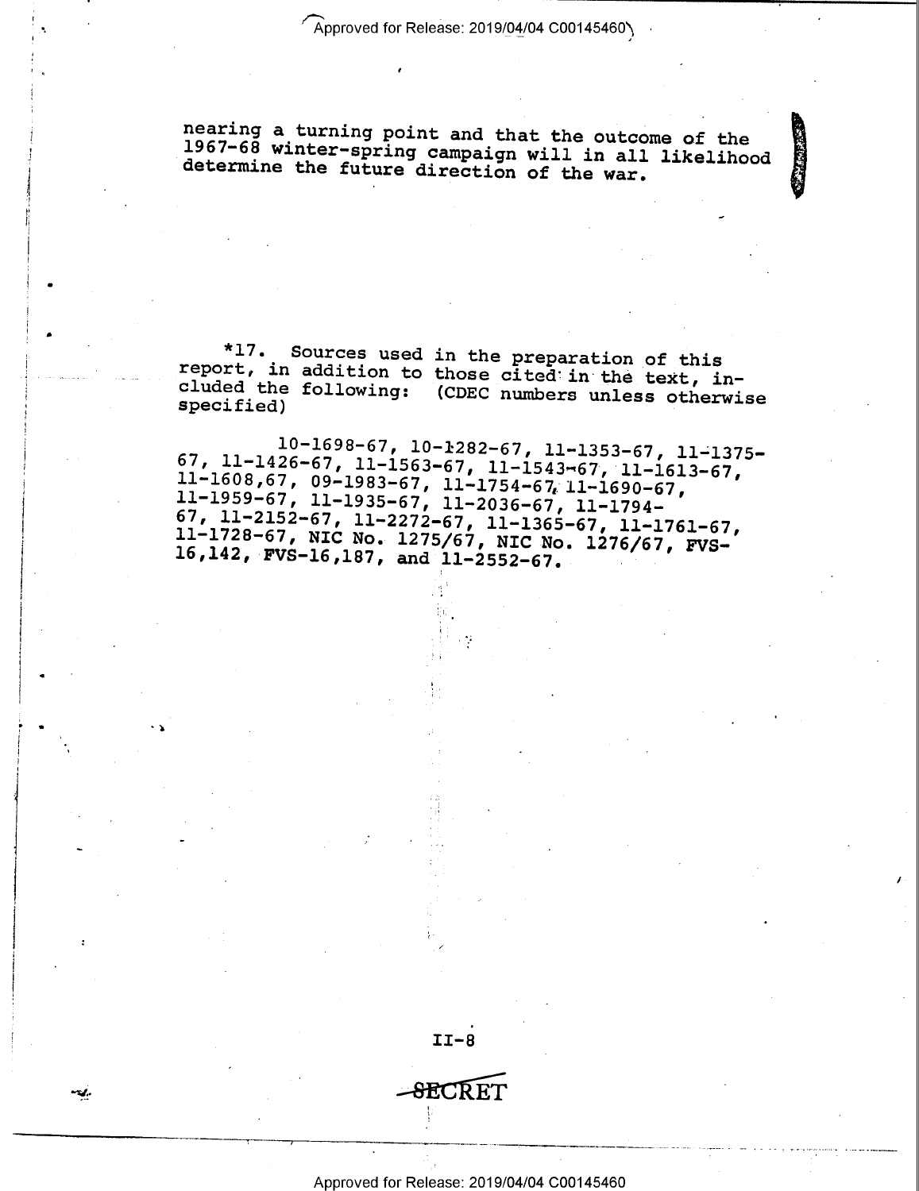nearing a turning point and that the outcome of the 1967-68 winter-spring campaign will in all likelihood determine the future direction of the war.

*17. Sources used in the preparation of this report, in addition to those cited in the text, included the following: (CDEC numbers unless otherwise specified)

10-1698-67, 10-1282-67, 11-1353-67, 11-1375-67, 11-1426-67, 11-1563-67, 11-1543-67, 11-1613-67, 11-1608,67, 09-1983-67, 11-1754-67, 11-1690-67, 11-1959-67, 11-1935-67, 11-2036-67, 11-1794-67, 11-2152-67, 11-2272-67, 11-1365-67, 11-1761-67, 11-1728-67, NIC No. 1275/67, NIC No. 1276/67, FVS-16,142, FVS-16,187, and 11-2552-67.

SECRET